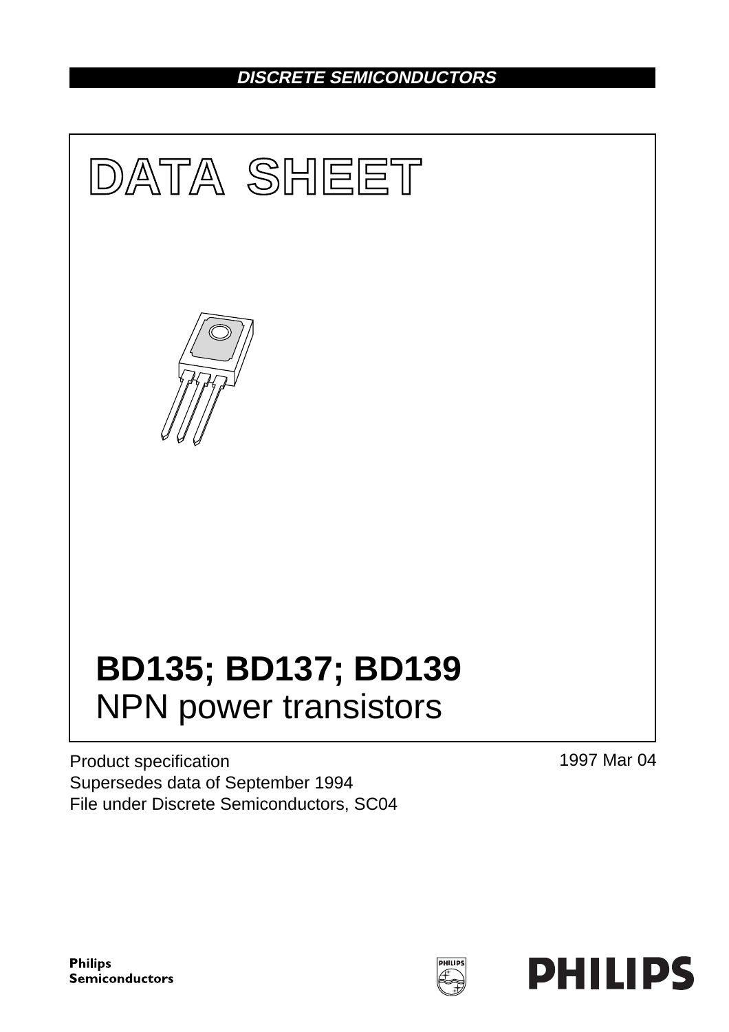DISCRETE SEMICONDUCTORS

# DATA SHEET

# BD135; BD137; BD139
NPN power transistors

Product specification
Supersedes data of September 1994
File under Discrete Semiconductors, SC04

1997 Mar 04

Philips Semiconductors

PHILIPS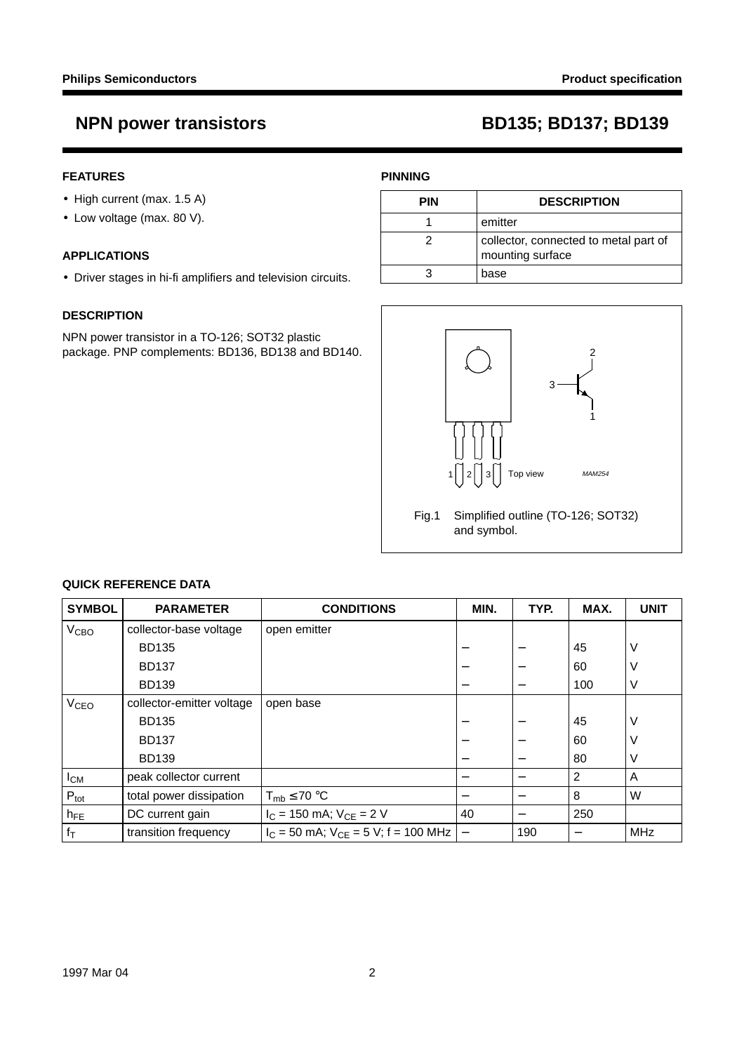# NPN power transistors — BD135; BD137; BD139

## FEATURES

- High current (max. 1.5 A)
- Low voltage (max. 80 V).

## APPLICATIONS

- Driver stages in hi-fi amplifiers and television circuits.

## DESCRIPTION

NPN power transistor in a TO-126; SOT32 plastic package. PNP complements: BD136, BD138 and BD140.

## PINNING

| PIN | DESCRIPTION |
|---|---|
| 1 | emitter |
| 2 | collector, connected to metal part of mounting surface |
| 3 | base |

Fig.1 Simplified outline (TO-126; SOT32) and symbol.

## QUICK REFERENCE DATA

| SYMBOL | PARAMETER | CONDITIONS | MIN. | TYP. | MAX. | UNIT |
|---|---|---|---|---|---|---|
| $V_{CBO}$ | collector-base voltage | open emitter | | | | |
| | BD135 | | – | – | 45 | V |
| | BD137 | | – | – | 60 | V |
| | BD139 | | – | – | 100 | V |
| $V_{CEO}$ | collector-emitter voltage | open base | | | | |
| | BD135 | | – | – | 45 | V |
| | BD137 | | – | – | 60 | V |
| | BD139 | | – | – | 80 | V |
| $I_{CM}$ | peak collector current | | – | – | 2 | A |
| $P_{tot}$ | total power dissipation | $T_{mb} \leq 70$ °C | – | – | 8 | W |
| $h_{FE}$ | DC current gain | $I_C = 150$ mA; $V_{CE} = 2$ V | 40 | – | 250 | |
| $f_T$ | transition frequency | $I_C = 50$ mA; $V_{CE} = 5$ V; f = 100 MHz | – | 190 | – | MHz |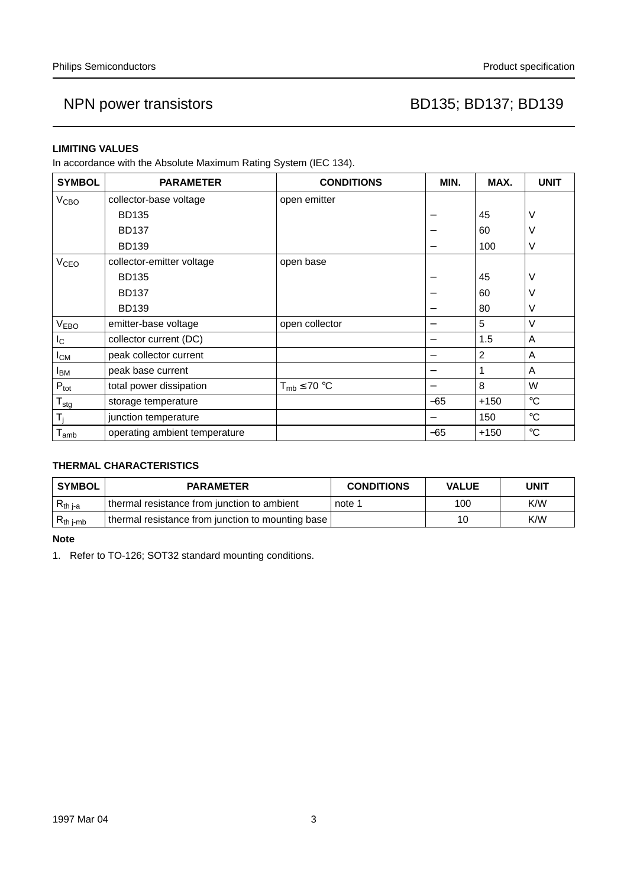## LIMITING VALUES

In accordance with the Absolute Maximum Rating System (IEC 134).

| SYMBOL | PARAMETER | CONDITIONS | MIN. | MAX. | UNIT |
|---|---|---|---|---|---|
| $V_{CBO}$ | collector-base voltage | open emitter | | | |
| | BD135 | | − | 45 | V |
| | BD137 | | − | 60 | V |
| | BD139 | | − | 100 | V |
| $V_{CEO}$ | collector-emitter voltage | open base | | | |
| | BD135 | | − | 45 | V |
| | BD137 | | − | 60 | V |
| | BD139 | | − | 80 | V |
| $V_{EBO}$ | emitter-base voltage | open collector | − | 5 | V |
| $I_C$ | collector current (DC) | | − | 1.5 | A |
| $I_{CM}$ | peak collector current | | − | 2 | A |
| $I_{BM}$ | peak base current | | − | 1 | A |
| $P_{tot}$ | total power dissipation | $T_{mb} \leq 70$ °C | − | 8 | W |
| $T_{stg}$ | storage temperature | | −65 | +150 | °C |
| $T_j$ | junction temperature | | − | 150 | °C |
| $T_{amb}$ | operating ambient temperature | | −65 | +150 | °C |

## THERMAL CHARACTERISTICS

| SYMBOL | PARAMETER | CONDITIONS | VALUE | UNIT |
|---|---|---|---|---|
| $R_{th\ j\text{-}a}$ | thermal resistance from junction to ambient | note 1 | 100 | K/W |
| $R_{th\ j\text{-}mb}$ | thermal resistance from junction to mounting base | | 10 | K/W |

**Note**

1. Refer to TO-126; SOT32 standard mounting conditions.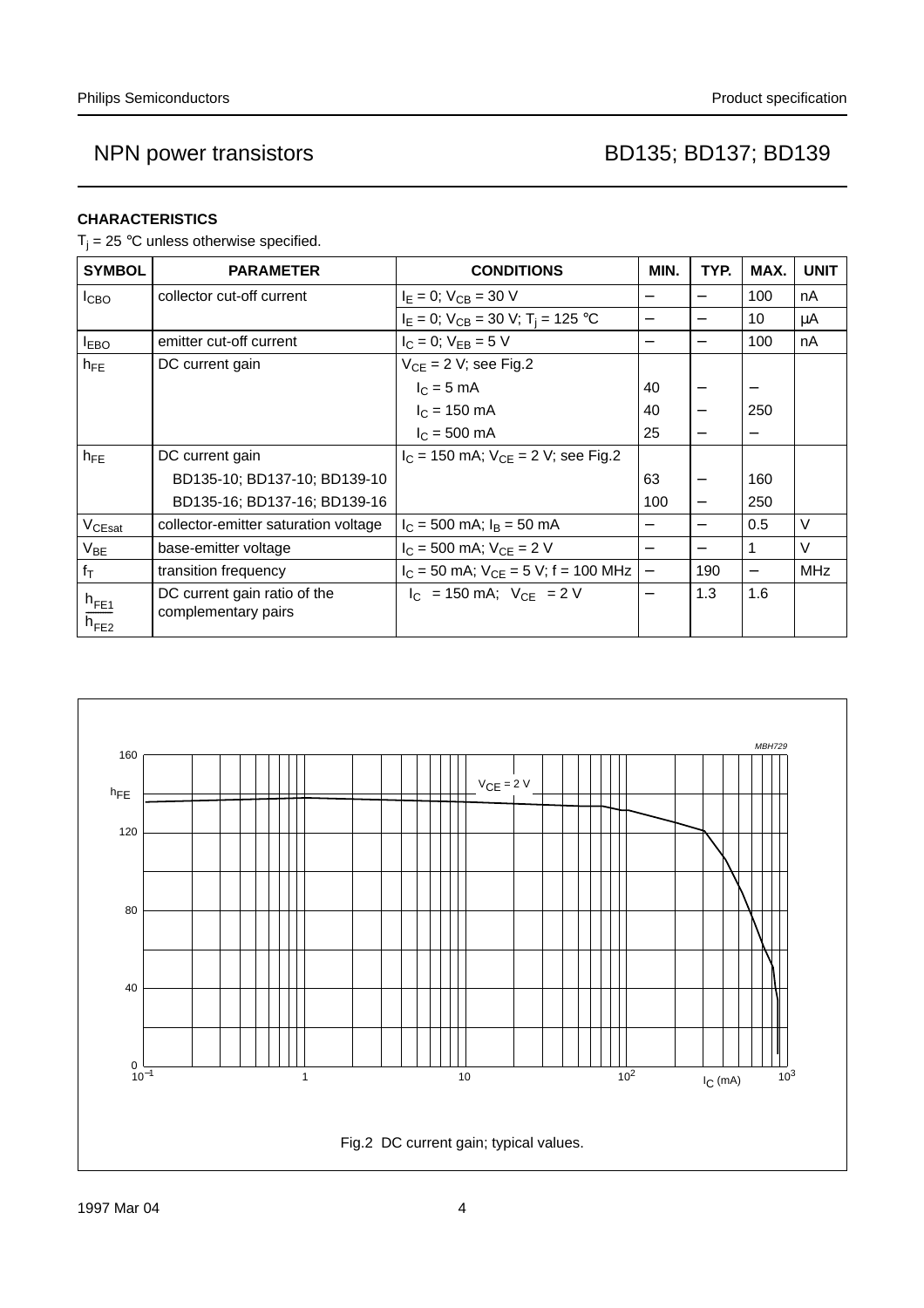## CHARACTERISTICS

$T_j$ = 25 °C unless otherwise specified.

| SYMBOL | PARAMETER | CONDITIONS | MIN. | TYP. | MAX. | UNIT |
|---|---|---|---|---|---|---|
| $I_{CBO}$ | collector cut-off current | $I_E$ = 0; $V_{CB}$ = 30 V | – | – | 100 | nA |
| | | $I_E$ = 0; $V_{CB}$ = 30 V; $T_j$ = 125 °C | – | – | 10 | μA |
| $I_{EBO}$ | emitter cut-off current | $I_C$ = 0; $V_{EB}$ = 5 V | – | – | 100 | nA |
| $h_{FE}$ | DC current gain | $V_{CE}$ = 2 V; see Fig.2 | | | | |
| | | $I_C$ = 5 mA | 40 | – | – | |
| | | $I_C$ = 150 mA | 40 | – | 250 | |
| | | $I_C$ = 500 mA | 25 | – | – | |
| $h_{FE}$ | DC current gain | $I_C$ = 150 mA; $V_{CE}$ = 2 V; see Fig.2 | | | | |
| | BD135-10; BD137-10; BD139-10 | | 63 | – | 160 | |
| | BD135-16; BD137-16; BD139-16 | | 100 | – | 250 | |
| $V_{CEsat}$ | collector-emitter saturation voltage | $I_C$ = 500 mA; $I_B$ = 50 mA | – | – | 0.5 | V |
| $V_{BE}$ | base-emitter voltage | $I_C$ = 500 mA; $V_{CE}$ = 2 V | – | – | 1 | V |
| $f_T$ | transition frequency | $I_C$ = 50 mA; $V_{CE}$ = 5 V; f = 100 MHz | – | 190 | – | MHz |
| $\frac{h_{FE1}}{h_{FE2}}$ | DC current gain ratio of the complementary pairs | $I_C$ = 150 mA; $V_{CE}$ = 2 V | – | 1.3 | 1.6 | |

Fig.2 DC current gain; typical values.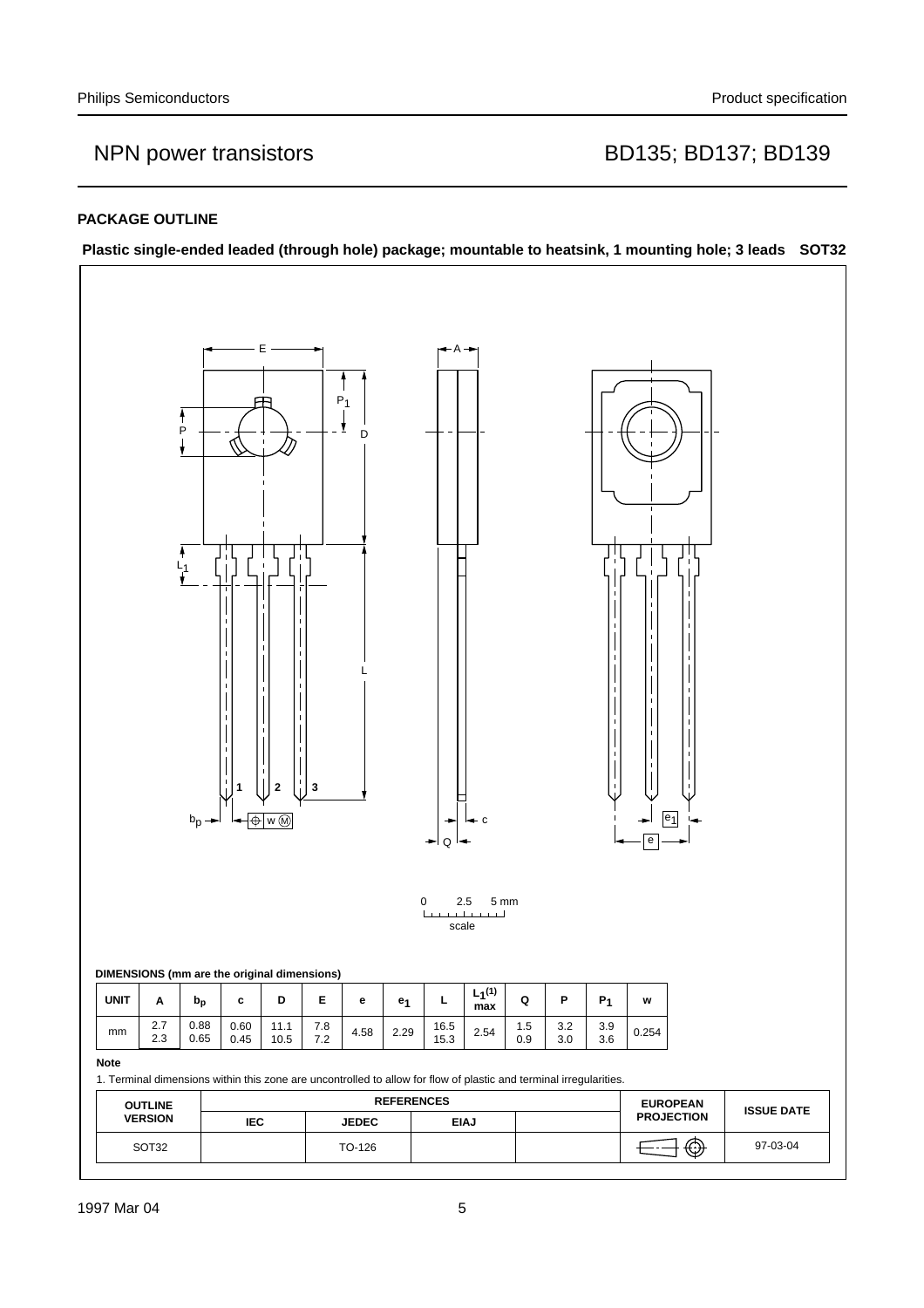## PACKAGE OUTLINE

**Plastic single-ended leaded (through hole) package; mountable to heatsink, 1 mounting hole; 3 leads SOT32**

**DIMENSIONS (mm are the original dimensions)**

| UNIT | A | $b_p$ | c | D | E | e | $e_1$ | L | $L_1$[(1)] max | Q | P | $P_1$ | w |
|---|---|---|---|---|---|---|---|---|---|---|---|---|---|
| mm | 2.7<br>2.3 | 0.88<br>0.65 | 0.60<br>0.45 | 11.1<br>10.5 | 7.8<br>7.2 | 4.58 | 2.29 | 16.5<br>15.3 | 2.54 | 1.5<br>0.9 | 3.2<br>3.0 | 3.9<br>3.6 | 0.254 |

**Note**

1. Terminal dimensions within this zone are uncontrolled to allow for flow of plastic and terminal irregularities.

| OUTLINE VERSION | REFERENCES | | | | EUROPEAN PROJECTION | ISSUE DATE |
|---|---|---|---|---|---|---|
| | IEC | JEDEC | EIAJ | | | |
| SOT32 | | TO-126 | | | | 97-03-04 |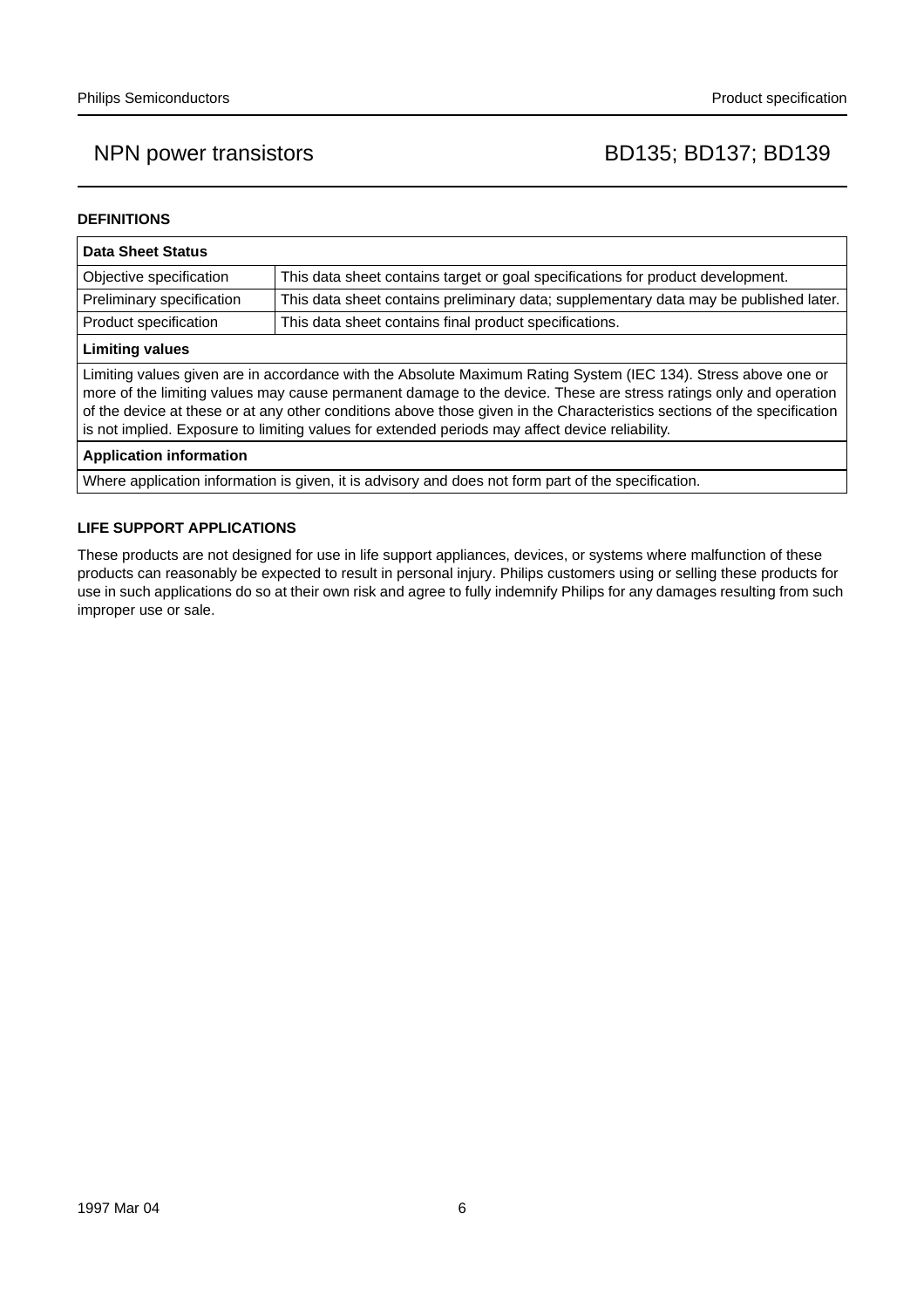## DEFINITIONS

| Data Sheet Status | |
|---|---|
| Objective specification | This data sheet contains target or goal specifications for product development. |
| Preliminary specification | This data sheet contains preliminary data; supplementary data may be published later. |
| Product specification | This data sheet contains final product specifications. |
| **Limiting values** | |
| Limiting values given are in accordance with the Absolute Maximum Rating System (IEC 134). Stress above one or more of the limiting values may cause permanent damage to the device. These are stress ratings only and operation of the device at these or at any other conditions above those given in the Characteristics sections of the specification is not implied. Exposure to limiting values for extended periods may affect device reliability. | |
| **Application information** | |
| Where application information is given, it is advisory and does not form part of the specification. | |

## LIFE SUPPORT APPLICATIONS

These products are not designed for use in life support appliances, devices, or systems where malfunction of these products can reasonably be expected to result in personal injury. Philips customers using or selling these products for use in such applications do so at their own risk and agree to fully indemnify Philips for any damages resulting from such improper use or sale.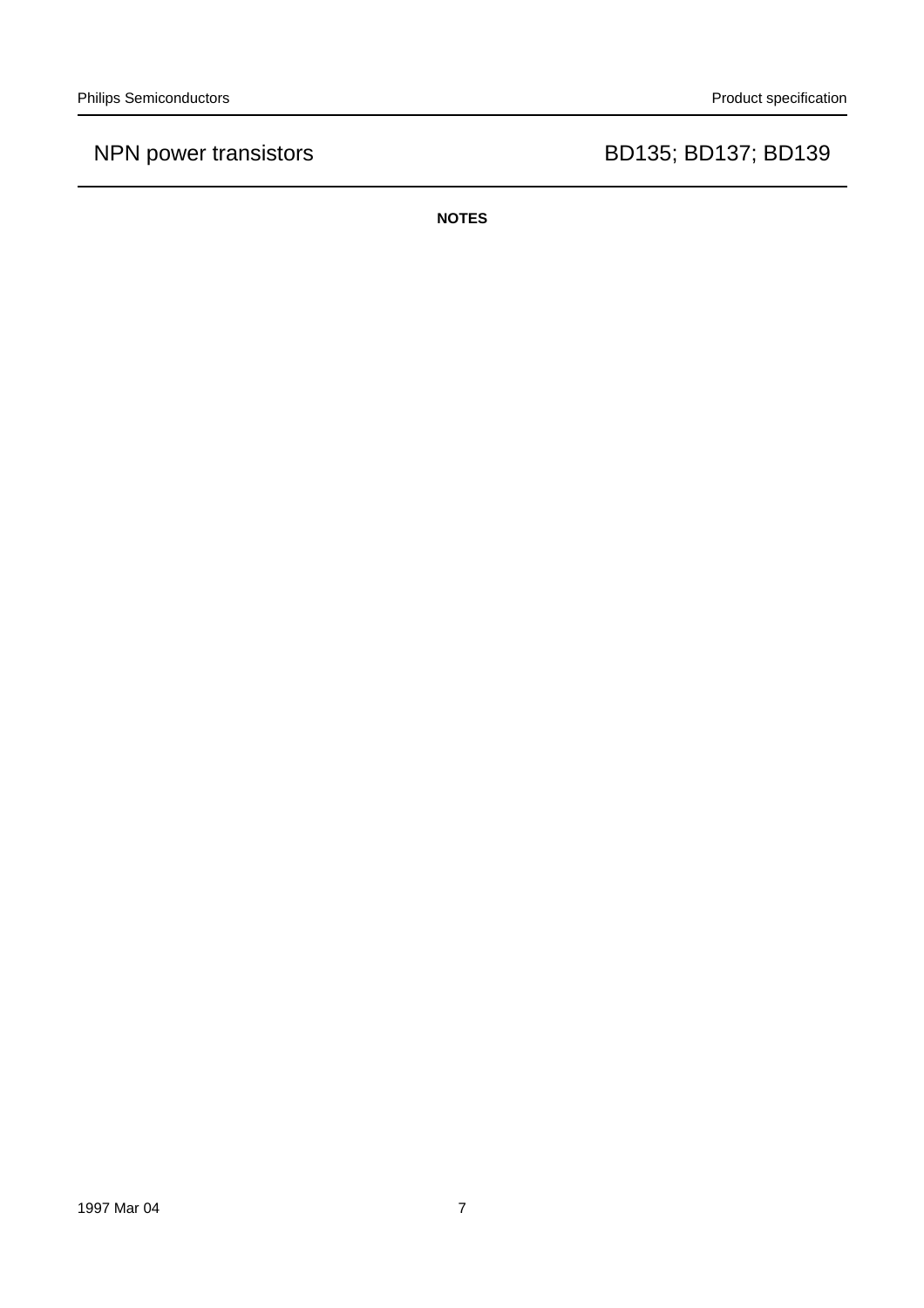**NOTES**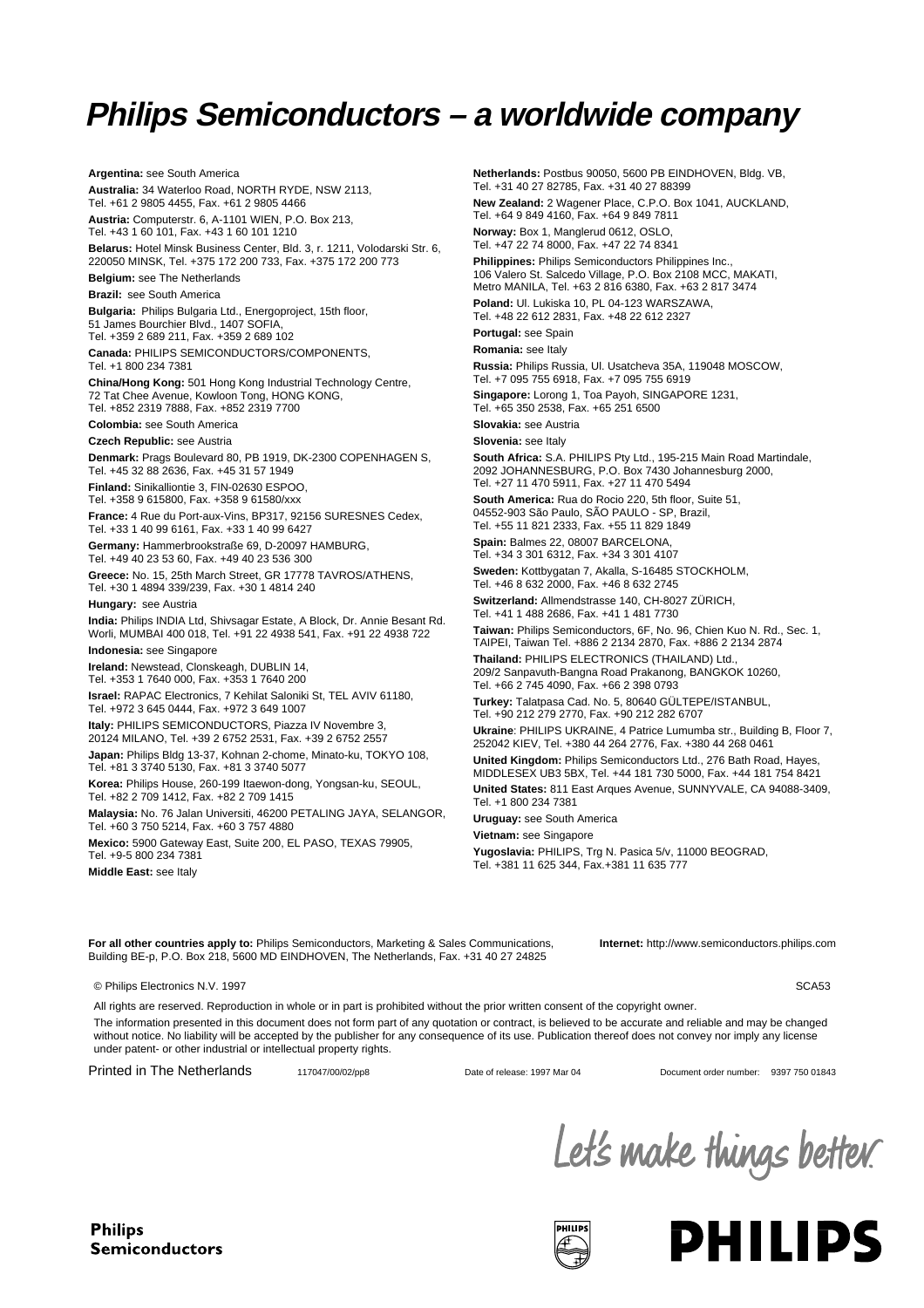# Philips Semiconductors – a worldwide company

**Argentina:** see South America

**Australia:** 34 Waterloo Road, NORTH RYDE, NSW 2113, Tel. +61 2 9805 4455, Fax. +61 2 9805 4466

**Austria:** Computerstr. 6, A-1101 WIEN, P.O. Box 213, Tel. +43 1 60 101, Fax. +43 1 60 101 1210

**Belarus:** Hotel Minsk Business Center, Bld. 3, r. 1211, Volodarski Str. 6, 220050 MINSK, Tel. +375 172 200 733, Fax. +375 172 200 773

**Belgium:** see The Netherlands

**Brazil:** see South America

**Bulgaria:** Philips Bulgaria Ltd., Energoproject, 15th floor, 51 James Bourchier Blvd., 1407 SOFIA, Tel. +359 2 689 211, Fax. +359 2 689 102

**Canada:** PHILIPS SEMICONDUCTORS/COMPONENTS, Tel. +1 800 234 7381

**China/Hong Kong:** 501 Hong Kong Industrial Technology Centre, 72 Tat Chee Avenue, Kowloon Tong, HONG KONG, Tel. +852 2319 7888, Fax. +852 2319 7700

**Colombia:** see South America

**Czech Republic:** see Austria

**Denmark:** Prags Boulevard 80, PB 1919, DK-2300 COPENHAGEN S, Tel. +45 32 88 2636, Fax. +45 31 57 1949

**Finland:** Sinikalliontie 3, FIN-02630 ESPOO, Tel. +358 9 615800, Fax. +358 9 61580/xxx

**France:** 4 Rue du Port-aux-Vins, BP317, 92156 SURESNES Cedex, Tel. +33 1 40 99 6161, Fax. +33 1 40 99 6427

**Germany:** Hammerbrookstraße 69, D-20097 HAMBURG, Tel. +49 40 23 53 60, Fax. +49 40 23 536 300

**Greece:** No. 15, 25th March Street, GR 17778 TAVROS/ATHENS, Tel. +30 1 4894 339/239, Fax. +30 1 4814 240

**Hungary:** see Austria

**India:** Philips INDIA Ltd, Shivsagar Estate, A Block, Dr. Annie Besant Rd. Worli, MUMBAI 400 018, Tel. +91 22 4938 541, Fax. +91 22 4938 722

**Indonesia:** see Singapore

**Ireland:** Newstead, Clonskeagh, DUBLIN 14, Tel. +353 1 7640 000, Fax. +353 1 7640 200

**Israel:** RAPAC Electronics, 7 Kehilat Saloniki St, TEL AVIV 61180, Tel. +972 3 645 0444, Fax. +972 3 649 1007

**Italy:** PHILIPS SEMICONDUCTORS, Piazza IV Novembre 3, 20124 MILANO, Tel. +39 2 6752 2531, Fax. +39 2 6752 2557

**Japan:** Philips Bldg 13-37, Kohnan 2-chome, Minato-ku, TOKYO 108, Tel. +81 3 3740 5130, Fax. +81 3 3740 5077

**Korea:** Philips House, 260-199 Itaewon-dong, Yongsan-ku, SEOUL, Tel. +82 2 709 1412, Fax. +82 2 709 1415

**Malaysia:** No. 76 Jalan Universiti, 46200 PETALING JAYA, SELANGOR, Tel. +60 3 750 5214, Fax. +60 3 757 4880

**Mexico:** 5900 Gateway East, Suite 200, EL PASO, TEXAS 79905, Tel. +9-5 800 234 7381

**Middle East:** see Italy

**Netherlands:** Postbus 90050, 5600 PB EINDHOVEN, Bldg. VB, Tel. +31 40 27 82785, Fax. +31 40 27 88399

**New Zealand:** 2 Wagener Place, C.P.O. Box 1041, AUCKLAND, Tel. +64 9 849 4160, Fax. +64 9 849 7811

**Norway:** Box 1, Manglerud 0612, OSLO, Tel. +47 22 74 8000, Fax. +47 22 74 8341

**Philippines:** Philips Semiconductors Philippines Inc., 106 Valero St. Salcedo Village, P.O. Box 2108 MCC, MAKATI, Metro MANILA, Tel. +63 2 816 6380, Fax. +63 2 817 3474

**Poland:** Ul. Lukiska 10, PL 04-123 WARSZAWA, Tel. +48 22 612 2831, Fax. +48 22 612 2327

**Portugal:** see Spain

**Romania:** see Italy

**Russia:** Philips Russia, Ul. Usatcheva 35A, 119048 MOSCOW, Tel. +7 095 755 6918, Fax. +7 095 755 6919

**Singapore:** Lorong 1, Toa Payoh, SINGAPORE 1231, Tel. +65 350 2538, Fax. +65 251 6500

**Slovakia:** see Austria

**Slovenia:** see Italy

**South Africa:** S.A. PHILIPS Pty Ltd., 195-215 Main Road Martindale, 2092 JOHANNESBURG, P.O. Box 7430 Johannesburg 2000, Tel. +27 11 470 5911, Fax. +27 11 470 5494

**South America:** Rua do Rocio 220, 5th floor, Suite 51, 04552-903 São Paulo, SÃO PAULO - SP, Brazil, Tel. +55 11 821 2333, Fax. +55 11 829 1849

**Spain:** Balmes 22, 08007 BARCELONA, Tel. +34 3 301 6312, Fax. +34 3 301 4107

**Sweden:** Kottbygatan 7, Akalla, S-16485 STOCKHOLM, Tel. +46 8 632 2000, Fax. +46 8 632 2745

**Switzerland:** Allmendstrasse 140, CH-8027 ZÜRICH, Tel. +41 1 488 2686, Fax. +41 1 481 7730

**Taiwan:** Philips Semiconductors, 6F, No. 96, Chien Kuo N. Rd., Sec. 1, TAIPEI, Taiwan Tel. +886 2 2134 2870, Fax. +886 2 2134 2874

**Thailand:** PHILIPS ELECTRONICS (THAILAND) Ltd., 209/2 Sanpavuth-Bangna Road Prakanong, BANGKOK 10260, Tel. +66 2 745 4090, Fax. +66 2 398 0793

**Turkey:** Talatpasa Cad. No. 5, 80640 GÜLTEPE/ISTANBUL, Tel. +90 212 279 2770, Fax. +90 212 282 6707

**Ukraine**: PHILIPS UKRAINE, 4 Patrice Lumumba str., Building B, Floor 7, 252042 KIEV, Tel. +380 44 264 2776, Fax. +380 44 268 0461

**United Kingdom:** Philips Semiconductors Ltd., 276 Bath Road, Hayes, MIDDLESEX UB3 5BX, Tel. +44 181 730 5000, Fax. +44 181 754 8421

**United States:** 811 East Arques Avenue, SUNNYVALE, CA 94088-3409, Tel. +1 800 234 7381

**Uruguay:** see South America

**Vietnam:** see Singapore

**Yugoslavia:** PHILIPS, Trg N. Pasica 5/v, 11000 BEOGRAD, Tel. +381 11 625 344, Fax.+381 11 635 777

**For all other countries apply to:** Philips Semiconductors, Marketing & Sales Communications, Building BE-p, P.O. Box 218, 5600 MD EINDHOVEN, The Netherlands, Fax. +31 40 27 24825

**Internet:** http://www.semiconductors.philips.com

© Philips Electronics N.V. 1997

SCA53

All rights are reserved. Reproduction in whole or in part is prohibited without the prior written consent of the copyright owner.

The information presented in this document does not form part of any quotation or contract, is believed to be accurate and reliable and may be changed without notice. No liability will be accepted by the publisher for any consequence of its use. Publication thereof does not convey nor imply any license under patent- or other industrial or intellectual property rights.

Printed in The Netherlands    117047/00/02/pp8    Date of release: 1997 Mar 04    Document order number: 9397 750 01843

Let's make things better.

**Philips Semiconductors**

**PHILIPS**